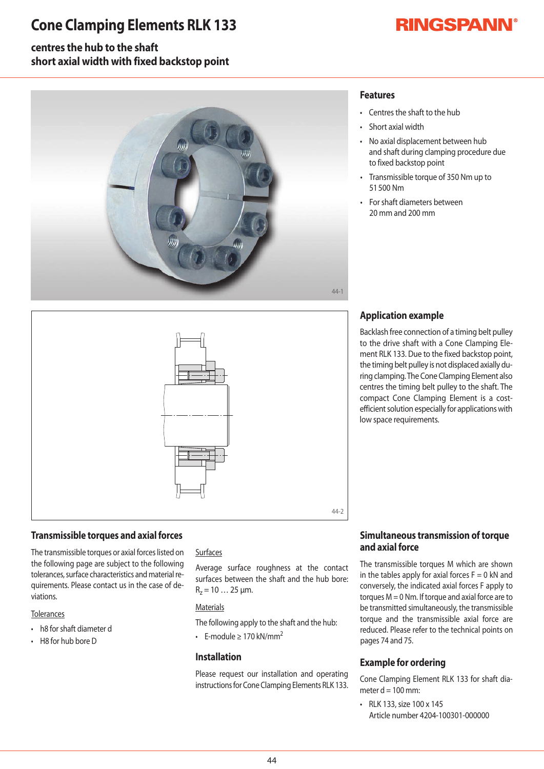# Cone Clamping Elements RLK 133

**centres the hub to the shaft**
**short axial width with fixed backstop point**

44-1

44-2

## Features

- Centres the shaft to the hub
- Short axial width
- No axial displacement between hub and shaft during clamping procedure due to fixed backstop point
- Transmissible torque of 350 Nm up to 51 500 Nm
- For shaft diameters between 20 mm and 200 mm

## Application example

Backlash free connection of a timing belt pulley to the drive shaft with a Cone Clamping Element RLK 133. Due to the fixed backstop point, the timing belt pulley is not displaced axially during clamping. The Cone Clamping Element also centres the timing belt pulley to the shaft. The compact Cone Clamping Element is a cost-efficient solution especially for applications with low space requirements.

## Transmissible torques and axial forces

The transmissible torques or axial forces listed on the following page are subject to the following tolerances, surface characteristics and material requirements. Please contact us in the case of deviations.

Tolerances

- h8 for shaft diameter d
- H8 for hub bore D

Surfaces

Average surface roughness at the contact surfaces between the shaft and the hub bore: $R_z$ = 10 … 25 µm.

Materials

The following apply to the shaft and the hub:

- E-module ≥ 170 kN/mm$^2$

## Installation

Please request our installation and operating instructions for Cone Clamping Elements RLK 133.

## Simultaneous transmission of torque and axial force

The transmissible torques M which are shown in the tables apply for axial forces F = 0 kN and conversely, the indicated axial forces F apply to torques M = 0 Nm. If torque and axial force are to be transmitted simultaneously, the transmissible torque and the transmissible axial force are reduced. Please refer to the technical points on pages 74 and 75.

## Example for ordering

Cone Clamping Element RLK 133 for shaft diameter d = 100 mm:

- RLK 133, size 100 x 145
  Article number 4204-100301-000000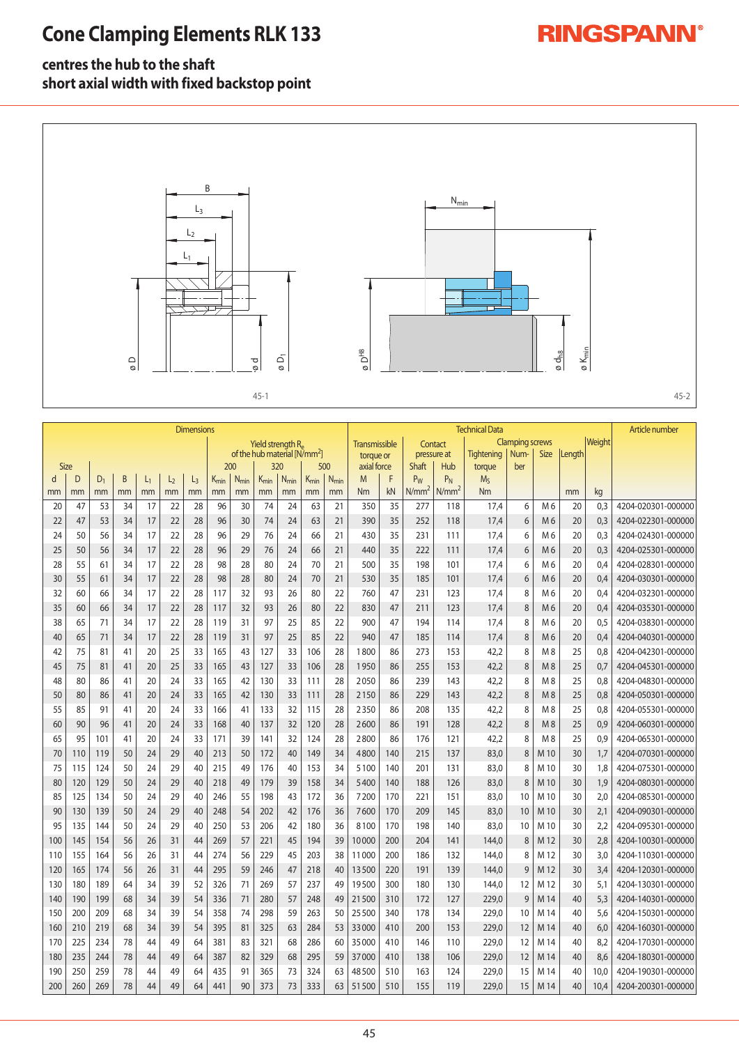# Cone Clamping Elements RLK 133

**RINGSPANN®**

## centres the hub to the shaft
## short axial width with fixed backstop point

B

$L_3$

$L_2$

$L_1$

ø D

ø d

ø $D_1$

45-1

$N_{min}$

ø $D^{H8}$

ø $d_{h8}$

ø $K_{min}$

45-2

| Dimensions | | | | | | | | | | | | | Technical Data | | | | | | | | | Article number |
|---|---|---|---|---|---|---|---|---|---|---|---|---|---|---|---|---|---|---|---|---|---|---|
| Size | | | | | | | Yield strength $R_e$ of the hub material [N/mm²] | | | | | | Transmissible torque or axial force | | Contact pressure at | | Clamping screws | | | | Weight | |
| | | | | | | | 200 | | 320 | | 500 | | | | Shaft | Hub | Tightening torque | Num-ber | Size | Length | | |
| d | D | $D_1$ | B | $L_1$ | $L_2$ | $L_3$ | $K_{min}$ | $N_{min}$ | $K_{min}$ | $N_{min}$ | $K_{min}$ | $N_{min}$ | M | F | $P_W$ | $P_N$ | $M_S$ | | | | | |
| mm | mm | mm | mm | mm | mm | mm | mm | mm | mm | mm | mm | mm | Nm | kN | N/mm² | N/mm² | Nm | | | mm | kg | |
| 20 | 47 | 53 | 34 | 17 | 22 | 28 | 96 | 30 | 74 | 24 | 63 | 21 | 350 | 35 | 277 | 118 | 17,4 | 6 | M 6 | 20 | 0,3 | 4204-020301-000000 |
| 22 | 47 | 53 | 34 | 17 | 22 | 28 | 96 | 30 | 74 | 24 | 63 | 21 | 390 | 35 | 252 | 118 | 17,4 | 6 | M 6 | 20 | 0,3 | 4204-022301-000000 |
| 24 | 50 | 56 | 34 | 17 | 22 | 28 | 96 | 29 | 76 | 24 | 66 | 21 | 430 | 35 | 231 | 111 | 17,4 | 6 | M 6 | 20 | 0,3 | 4204-024301-000000 |
| 25 | 50 | 56 | 34 | 17 | 22 | 28 | 96 | 29 | 76 | 24 | 66 | 21 | 440 | 35 | 222 | 111 | 17,4 | 6 | M 6 | 20 | 0,3 | 4204-025301-000000 |
| 28 | 55 | 61 | 34 | 17 | 22 | 28 | 98 | 28 | 80 | 24 | 70 | 21 | 500 | 35 | 198 | 101 | 17,4 | 6 | M 6 | 20 | 0,4 | 4204-028301-000000 |
| 30 | 55 | 61 | 34 | 17 | 22 | 28 | 98 | 28 | 80 | 24 | 70 | 21 | 530 | 35 | 185 | 101 | 17,4 | 6 | M 6 | 20 | 0,4 | 4204-030301-000000 |
| 32 | 60 | 66 | 34 | 17 | 22 | 28 | 117 | 32 | 93 | 26 | 80 | 22 | 760 | 47 | 231 | 123 | 17,4 | 8 | M 6 | 20 | 0,4 | 4204-032301-000000 |
| 35 | 60 | 66 | 34 | 17 | 22 | 28 | 117 | 32 | 93 | 26 | 80 | 22 | 830 | 47 | 211 | 123 | 17,4 | 8 | M 6 | 20 | 0,4 | 4204-035301-000000 |
| 38 | 65 | 71 | 34 | 17 | 22 | 28 | 119 | 31 | 97 | 25 | 85 | 22 | 900 | 47 | 194 | 114 | 17,4 | 8 | M 6 | 20 | 0,5 | 4204-038301-000000 |
| 40 | 65 | 71 | 34 | 17 | 22 | 28 | 119 | 31 | 97 | 25 | 85 | 22 | 940 | 47 | 185 | 114 | 17,4 | 8 | M 6 | 20 | 0,4 | 4204-040301-000000 |
| 42 | 75 | 81 | 41 | 20 | 25 | 33 | 165 | 43 | 127 | 33 | 106 | 28 | 1 800 | 86 | 273 | 153 | 42,2 | 8 | M 8 | 25 | 0,8 | 4204-042301-000000 |
| 45 | 75 | 81 | 41 | 20 | 25 | 33 | 165 | 43 | 127 | 33 | 106 | 28 | 1 950 | 86 | 255 | 153 | 42,2 | 8 | M 8 | 25 | 0,7 | 4204-045301-000000 |
| 48 | 80 | 86 | 41 | 20 | 24 | 33 | 165 | 42 | 130 | 33 | 111 | 28 | 2 050 | 86 | 239 | 143 | 42,2 | 8 | M 8 | 25 | 0,8 | 4204-048301-000000 |
| 50 | 80 | 86 | 41 | 20 | 24 | 33 | 165 | 42 | 130 | 33 | 111 | 28 | 2 150 | 86 | 229 | 143 | 42,2 | 8 | M 8 | 25 | 0,8 | 4204-050301-000000 |
| 55 | 85 | 91 | 41 | 20 | 24 | 33 | 166 | 41 | 133 | 32 | 115 | 28 | 2 350 | 86 | 208 | 135 | 42,2 | 8 | M 8 | 25 | 0,8 | 4204-055301-000000 |
| 60 | 90 | 96 | 41 | 20 | 24 | 33 | 168 | 40 | 137 | 32 | 120 | 28 | 2 600 | 86 | 191 | 128 | 42,2 | 8 | M 8 | 25 | 0,9 | 4204-060301-000000 |
| 65 | 95 | 101 | 41 | 20 | 24 | 33 | 171 | 39 | 141 | 32 | 124 | 28 | 2 800 | 86 | 176 | 121 | 42,2 | 8 | M 8 | 25 | 0,9 | 4204-065301-000000 |
| 70 | 110 | 119 | 50 | 24 | 29 | 40 | 213 | 50 | 172 | 40 | 149 | 34 | 4 800 | 140 | 215 | 137 | 83,0 | 8 | M 10 | 30 | 1,7 | 4204-070301-000000 |
| 75 | 115 | 124 | 50 | 24 | 29 | 40 | 215 | 49 | 176 | 40 | 153 | 34 | 5 100 | 140 | 201 | 131 | 83,0 | 8 | M 10 | 30 | 1,8 | 4204-075301-000000 |
| 80 | 120 | 129 | 50 | 24 | 29 | 40 | 218 | 49 | 179 | 39 | 158 | 34 | 5 400 | 140 | 188 | 126 | 83,0 | 8 | M 10 | 30 | 1,9 | 4204-080301-000000 |
| 85 | 125 | 134 | 50 | 24 | 29 | 40 | 246 | 55 | 198 | 43 | 172 | 36 | 7 200 | 170 | 221 | 151 | 83,0 | 10 | M 10 | 30 | 2,0 | 4204-085301-000000 |
| 90 | 130 | 139 | 50 | 24 | 29 | 40 | 248 | 54 | 202 | 42 | 176 | 36 | 7 600 | 170 | 209 | 145 | 83,0 | 10 | M 10 | 30 | 2,1 | 4204-090301-000000 |
| 95 | 135 | 144 | 50 | 24 | 29 | 40 | 250 | 53 | 206 | 42 | 180 | 36 | 8 100 | 170 | 198 | 140 | 83,0 | 10 | M 10 | 30 | 2,2 | 4204-095301-000000 |
| 100 | 145 | 154 | 56 | 26 | 31 | 44 | 269 | 57 | 221 | 45 | 194 | 39 | 10 000 | 200 | 204 | 141 | 144,0 | 8 | M 12 | 30 | 2,8 | 4204-100301-000000 |
| 110 | 155 | 164 | 56 | 26 | 31 | 44 | 274 | 56 | 229 | 45 | 203 | 38 | 11 000 | 200 | 186 | 132 | 144,0 | 8 | M 12 | 30 | 3,0 | 4204-110301-000000 |
| 120 | 165 | 174 | 56 | 26 | 31 | 44 | 295 | 59 | 246 | 47 | 218 | 40 | 13 500 | 220 | 191 | 139 | 144,0 | 9 | M 12 | 30 | 3,4 | 4204-120301-000000 |
| 130 | 180 | 189 | 64 | 34 | 39 | 52 | 326 | 71 | 269 | 57 | 237 | 49 | 19 500 | 300 | 180 | 130 | 144,0 | 12 | M 12 | 30 | 5,1 | 4204-130301-000000 |
| 140 | 190 | 199 | 68 | 34 | 39 | 54 | 336 | 71 | 280 | 57 | 248 | 49 | 21 500 | 310 | 172 | 127 | 229,0 | 9 | M 14 | 40 | 5,3 | 4204-140301-000000 |
| 150 | 200 | 209 | 68 | 34 | 39 | 54 | 358 | 74 | 298 | 59 | 263 | 50 | 25 500 | 340 | 178 | 134 | 229,0 | 10 | M 14 | 40 | 5,6 | 4204-150301-000000 |
| 160 | 210 | 219 | 68 | 34 | 39 | 54 | 395 | 81 | 325 | 63 | 284 | 53 | 33 000 | 410 | 200 | 153 | 229,0 | 12 | M 14 | 40 | 6,0 | 4204-160301-000000 |
| 170 | 225 | 234 | 78 | 44 | 49 | 64 | 381 | 83 | 321 | 68 | 286 | 60 | 35 000 | 410 | 146 | 110 | 229,0 | 12 | M 14 | 40 | 8,2 | 4204-170301-000000 |
| 180 | 235 | 244 | 78 | 44 | 49 | 64 | 387 | 82 | 329 | 68 | 295 | 59 | 37 000 | 410 | 138 | 106 | 229,0 | 12 | M 14 | 40 | 8,6 | 4204-180301-000000 |
| 190 | 250 | 259 | 78 | 44 | 49 | 64 | 435 | 91 | 365 | 73 | 324 | 63 | 48 500 | 510 | 163 | 124 | 229,0 | 15 | M 14 | 40 | 10,0 | 4204-190301-000000 |
| 200 | 260 | 269 | 78 | 44 | 49 | 64 | 441 | 90 | 373 | 73 | 333 | 63 | 51 500 | 510 | 155 | 119 | 229,0 | 15 | M 14 | 40 | 10,4 | 4204-200301-000000 |